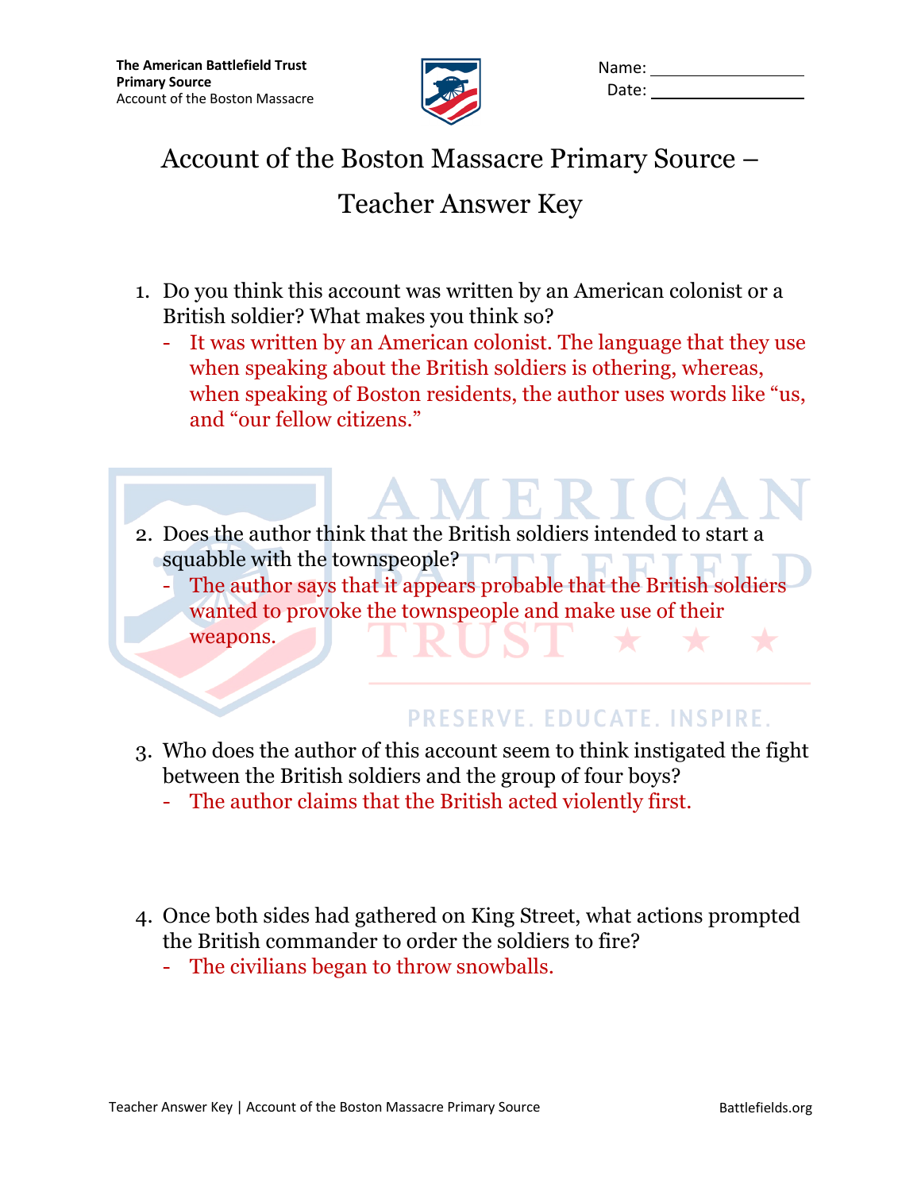The American Battlefield Trust
**Primary Source**
Account of the Boston Massacre

Name: ________________
Date: ________________

# Account of the Boston Massacre Primary Source – Teacher Answer Key

1. Do you think this account was written by an American colonist or a British soldier? What makes you think so?
   - It was written by an American colonist. The language that they use when speaking about the British soldiers is othering, whereas, when speaking of Boston residents, the author uses words like "us, and "our fellow citizens."

2. Does the author think that the British soldiers intended to start a squabble with the townspeople?
   - The author says that it appears probable that the British soldiers wanted to provoke the townspeople and make use of their weapons.

3. Who does the author of this account seem to think instigated the fight between the British soldiers and the group of four boys?
   - The author claims that the British acted violently first.

4. Once both sides had gathered on King Street, what actions prompted the British commander to order the soldiers to fire?
   - The civilians began to throw snowballs.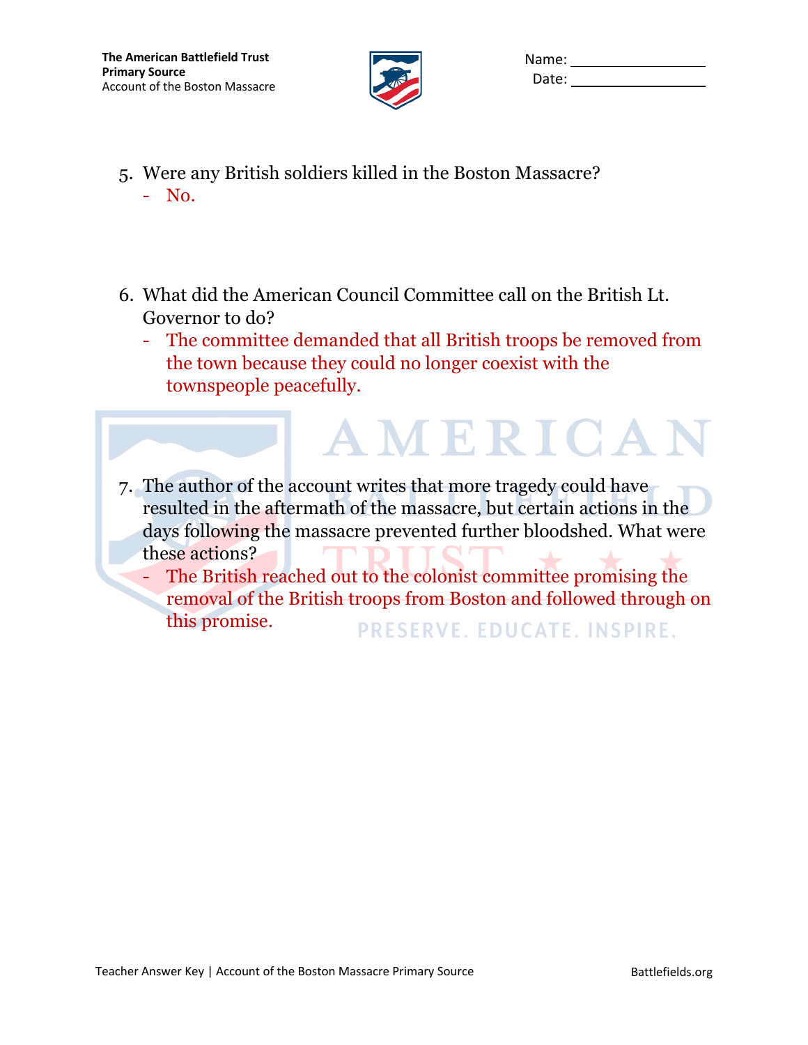5. Were any British soldiers killed in the Boston Massacre?
   - No.

6. What did the American Council Committee call on the British Lt. Governor to do?
   - The committee demanded that all British troops be removed from the town because they could no longer coexist with the townspeople peacefully.

7. The author of the account writes that more tragedy could have resulted in the aftermath of the massacre, but certain actions in the days following the massacre prevented further bloodshed. What were these actions?
   - The British reached out to the colonist committee promising the removal of the British troops from Boston and followed through on this promise.